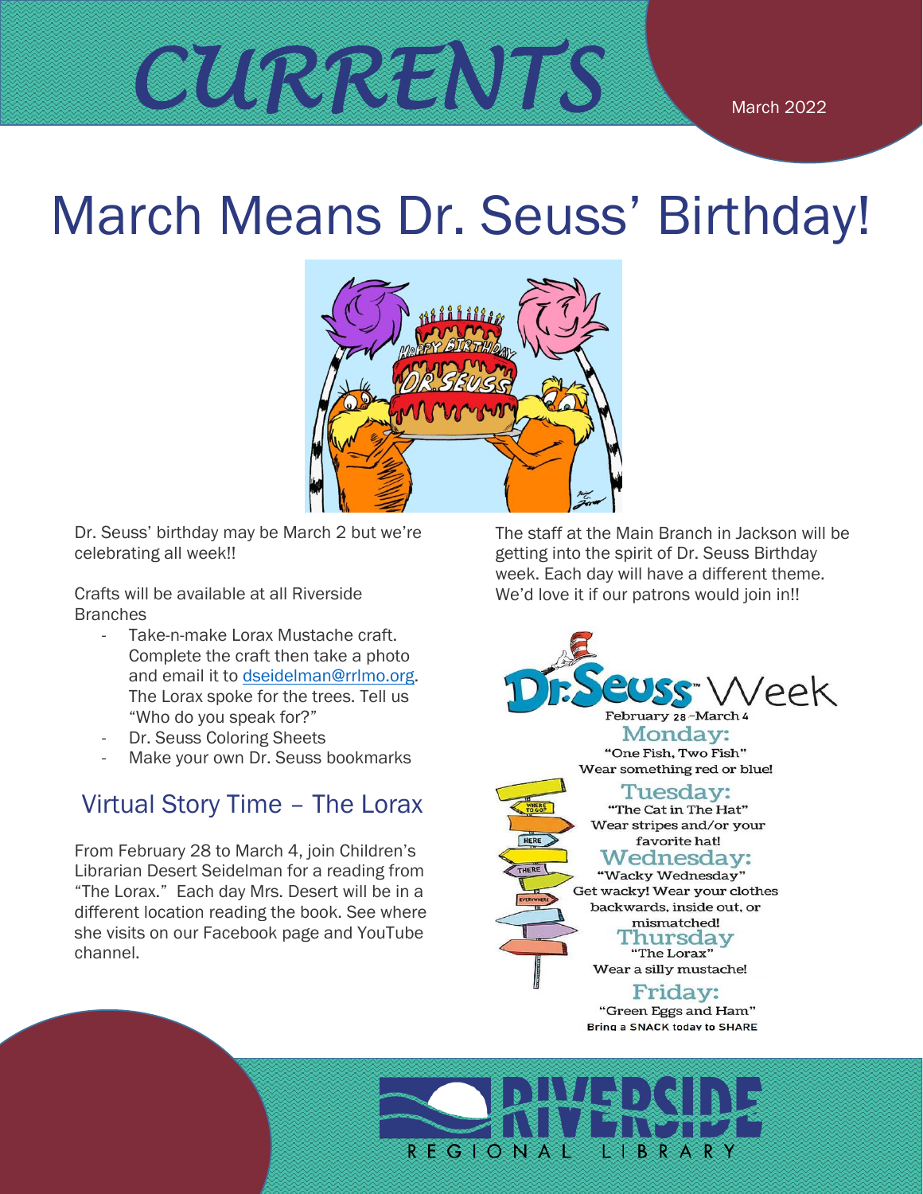# CURRENTS

March 2022

# March Means Dr. Seuss' Birthday!

Dr. Seuss' birthday may be March 2 but we're celebrating all week!!

Crafts will be available at all Riverside Branches

- Take-n-make Lorax Mustache craft. Complete the craft then take a photo and email it to dseidelman@rrlmo.org. The Lorax spoke for the trees. Tell us "Who do you speak for?"
- Dr. Seuss Coloring Sheets
- Make your own Dr. Seuss bookmarks

## Virtual Story Time – The Lorax

From February 28 to March 4, join Children's Librarian Desert Seidelman for a reading from "The Lorax." Each day Mrs. Desert will be in a different location reading the book. See where she visits on our Facebook page and YouTube channel.

The staff at the Main Branch in Jackson will be getting into the spirit of Dr. Seuss Birthday week. Each day will have a different theme. We'd love it if our patrons would join in!!

## Dr. Seuss Week

February 28 – March 4

**Monday:**
"One Fish, Two Fish"
Wear something red or blue!

**Tuesday:**
"The Cat in The Hat"
Wear stripes and/or your favorite hat!

**Wednesday:**
"Wacky Wednesday"
Get wacky! Wear your clothes backwards, inside out, or mismatched!

**Thursday**
"The Lorax"
Wear a silly mustache!

**Friday:**
"Green Eggs and Ham"
Bring a SNACK today to SHARE

RIVERSIDE REGIONAL LIBRARY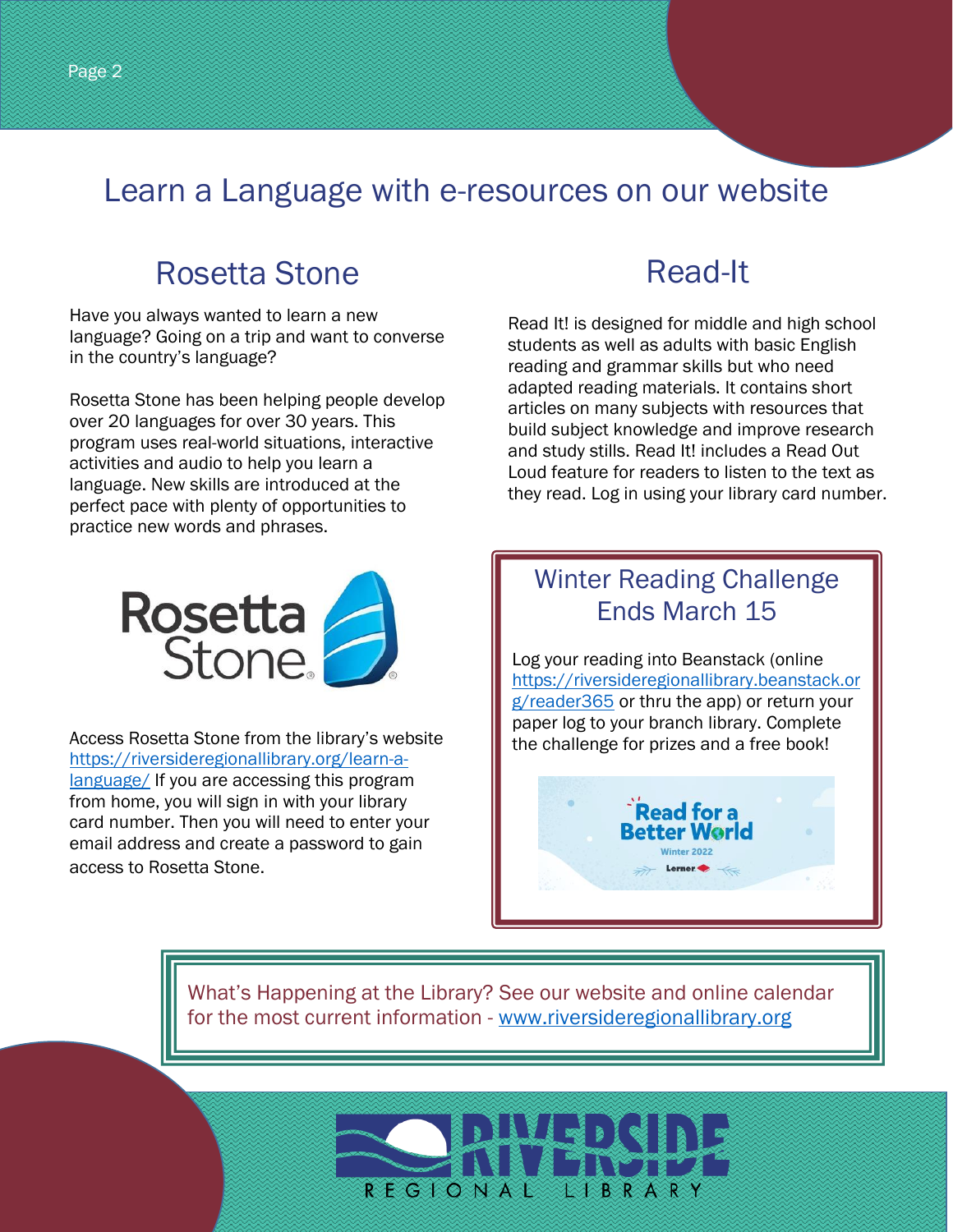# Learn a Language with e-resources on our website

## Rosetta Stone

Have you always wanted to learn a new language? Going on a trip and want to converse in the country's language?

Rosetta Stone has been helping people develop over 20 languages for over 30 years. This program uses real-world situations, interactive activities and audio to help you learn a language. New skills are introduced at the perfect pace with plenty of opportunities to practice new words and phrases.

Access Rosetta Stone from the library's website https://riversideregionallibrary.org/learn-a-language/ If you are accessing this program from home, you will sign in with your library card number. Then you will need to enter your email address and create a password to gain access to Rosetta Stone.

## Read-It

Read It! is designed for middle and high school students as well as adults with basic English reading and grammar skills but who need adapted reading materials. It contains short articles on many subjects with resources that build subject knowledge and improve research and study stills. Read It! includes a Read Out Loud feature for readers to listen to the text as they read. Log in using your library card number.

### Winter Reading Challenge Ends March 15

Log your reading into Beanstack (online https://riversideregionallibrary.beanstack.org/reader365 or thru the app) or return your paper log to your branch library. Complete the challenge for prizes and a free book!

What's Happening at the Library? See our website and online calendar for the most current information - www.riversideregionallibrary.org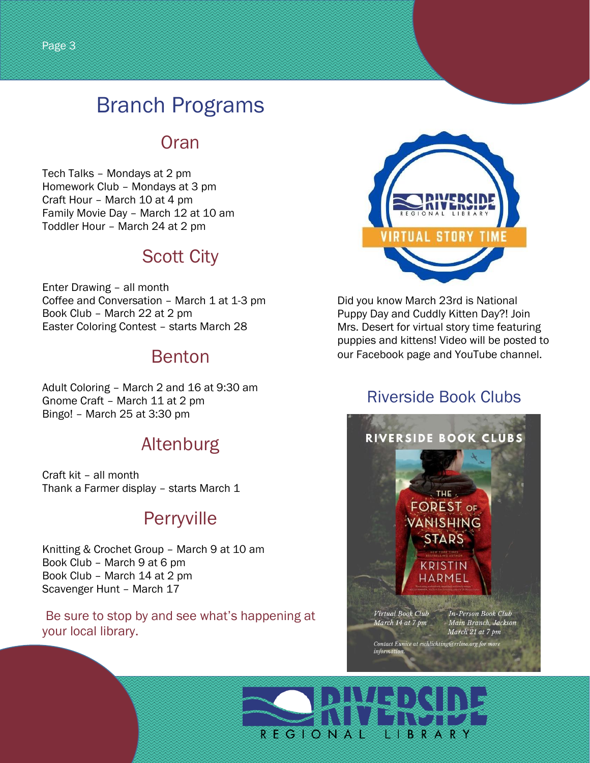# Branch Programs

## Oran

Tech Talks – Mondays at 2 pm
Homework Club – Mondays at 3 pm
Craft Hour – March 10 at 4 pm
Family Movie Day – March 12 at 10 am
Toddler Hour – March 24 at 2 pm

## Scott City

Enter Drawing – all month
Coffee and Conversation – March 1 at 1-3 pm
Book Club – March 22 at 2 pm
Easter Coloring Contest – starts March 28

## Benton

Adult Coloring – March 2 and 16 at 9:30 am
Gnome Craft – March 11 at 2 pm
Bingo! – March 25 at 3:30 pm

## Altenburg

Craft kit – all month
Thank a Farmer display – starts March 1

## Perryville

Knitting & Crochet Group – March 9 at 10 am
Book Club – March 9 at 6 pm
Book Club – March 14 at 2 pm
Scavenger Hunt – March 17

Be sure to stop by and see what's happening at your local library.

RIVERSIDE REGIONAL LIBRARY
VIRTUAL STORY TIME

Did you know March 23rd is National Puppy Day and Cuddly Kitten Day?! Join Mrs. Desert for virtual story time featuring puppies and kittens! Video will be posted to our Facebook page and YouTube channel.

## Riverside Book Clubs

RIVERSIDE BOOK CLUBS

THE FOREST OF VANISHING STARS
KRISTIN HARMEL

*Virtual Book Club*
*March 14 at 7 pm*

*In-Person Book Club*
*Main Branch, Jackson*
*March 21 at 7 pm*

*Contact Eunice at eschlichting@rrlmo.org for more information.*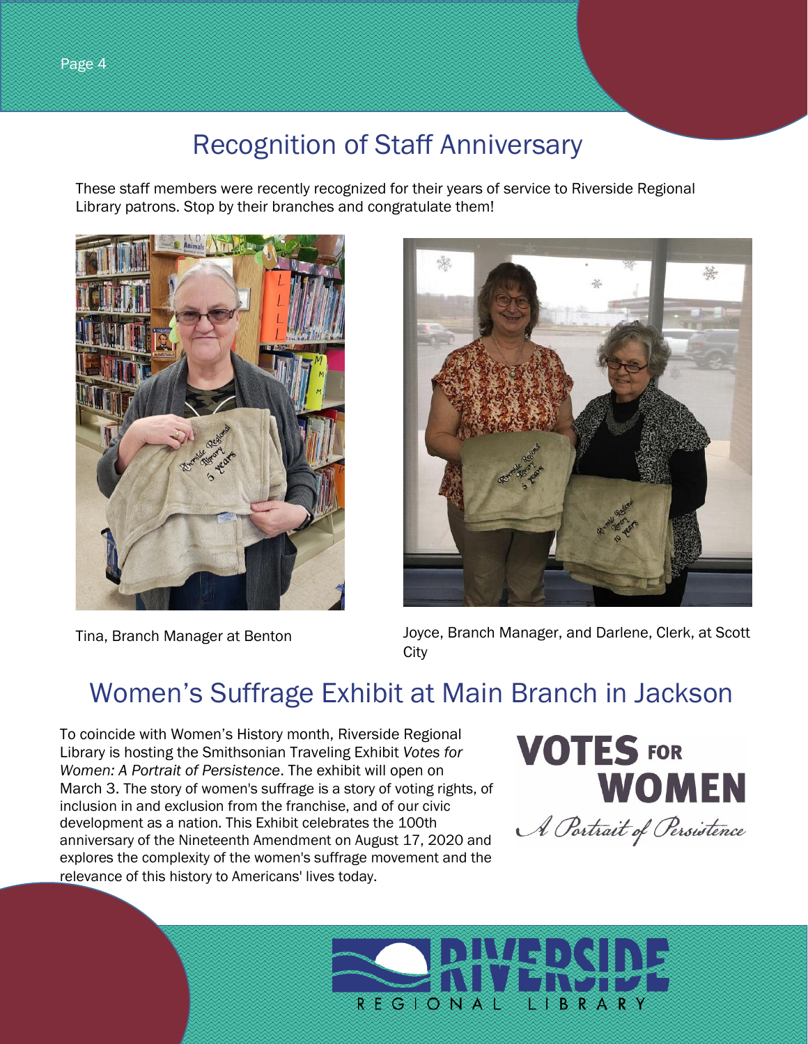## Recognition of Staff Anniversary

These staff members were recently recognized for their years of service to Riverside Regional Library patrons. Stop by their branches and congratulate them!

Tina, Branch Manager at Benton

Joyce, Branch Manager, and Darlene, Clerk, at Scott City

## Women's Suffrage Exhibit at Main Branch in Jackson

To coincide with Women's History month, Riverside Regional Library is hosting the Smithsonian Traveling Exhibit *Votes for Women: A Portrait of Persistence*. The exhibit will open on March 3. The story of women's suffrage is a story of voting rights, of inclusion in and exclusion from the franchise, and of our civic development as a nation. This Exhibit celebrates the 100th anniversary of the Nineteenth Amendment on August 17, 2020 and explores the complexity of the women's suffrage movement and the relevance of this history to Americans' lives today.

VOTES FOR WOMEN

*A Portrait of Persistence*

RIVERSIDE REGIONAL LIBRARY